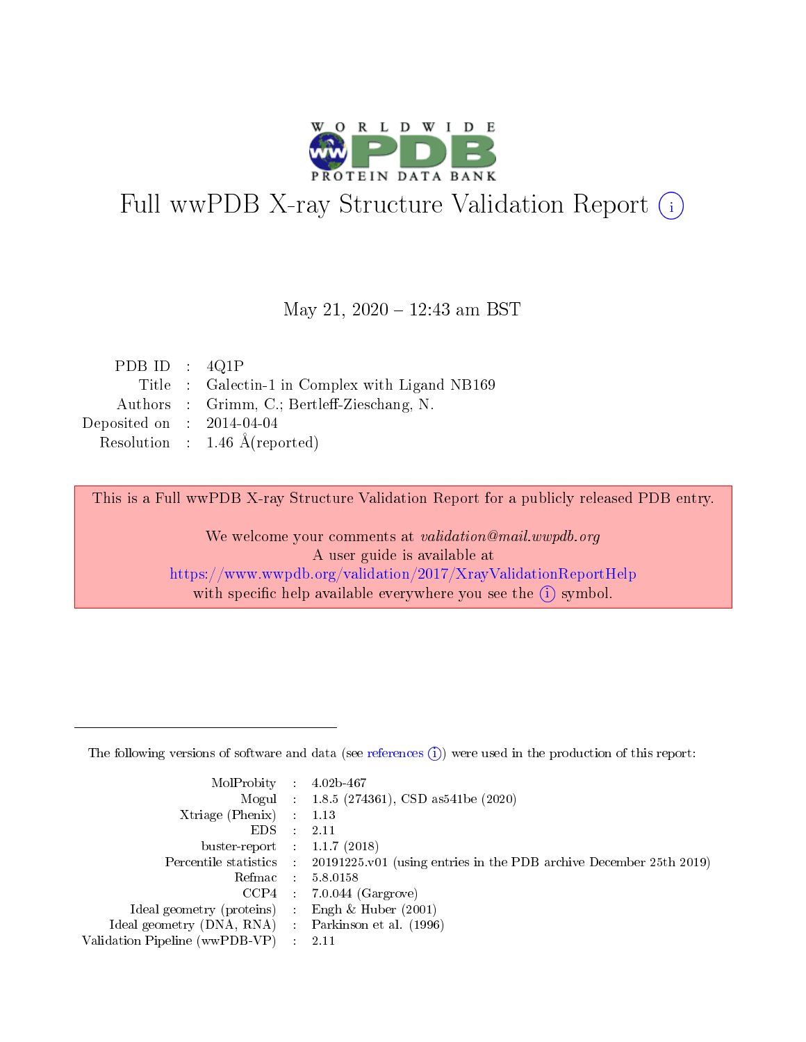# Full wwPDB X-ray Structure Validation Report (i)

May 21, 2020 – 12:43 am BST

| | | |
|---|---|---|
| PDB ID | : | 4Q1P |
| Title | : | Galectin-1 in Complex with Ligand NB169 |
| Authors | : | Grimm, C.; Bertleff-Zieschang, N. |
| Deposited on | : | 2014-04-04 |
| Resolution | : | 1.46 Å(reported) |

This is a Full wwPDB X-ray Structure Validation Report for a publicly released PDB entry.

We welcome your comments at *validation@mail.wwpdb.org*
A user guide is available at
https://www.wwpdb.org/validation/2017/XrayValidationReportHelp
with specific help available everywhere you see the (i) symbol.

The following versions of software and data (see references (i)) were used in the production of this report:

| | | |
|---|---|---|
| MolProbity | : | 4.02b-467 |
| Mogul | : | 1.8.5 (274361), CSD as541be (2020) |
| Xtriage (Phenix) | : | 1.13 |
| EDS | : | 2.11 |
| buster-report | : | 1.1.7 (2018) |
| Percentile statistics | : | 20191225.v01 (using entries in the PDB archive December 25th 2019) |
| Refmac | : | 5.8.0158 |
| CCP4 | : | 7.0.044 (Gargrove) |
| Ideal geometry (proteins) | : | Engh & Huber (2001) |
| Ideal geometry (DNA, RNA) | : | Parkinson et al. (1996) |
| Validation Pipeline (wwPDB-VP) | : | 2.11 |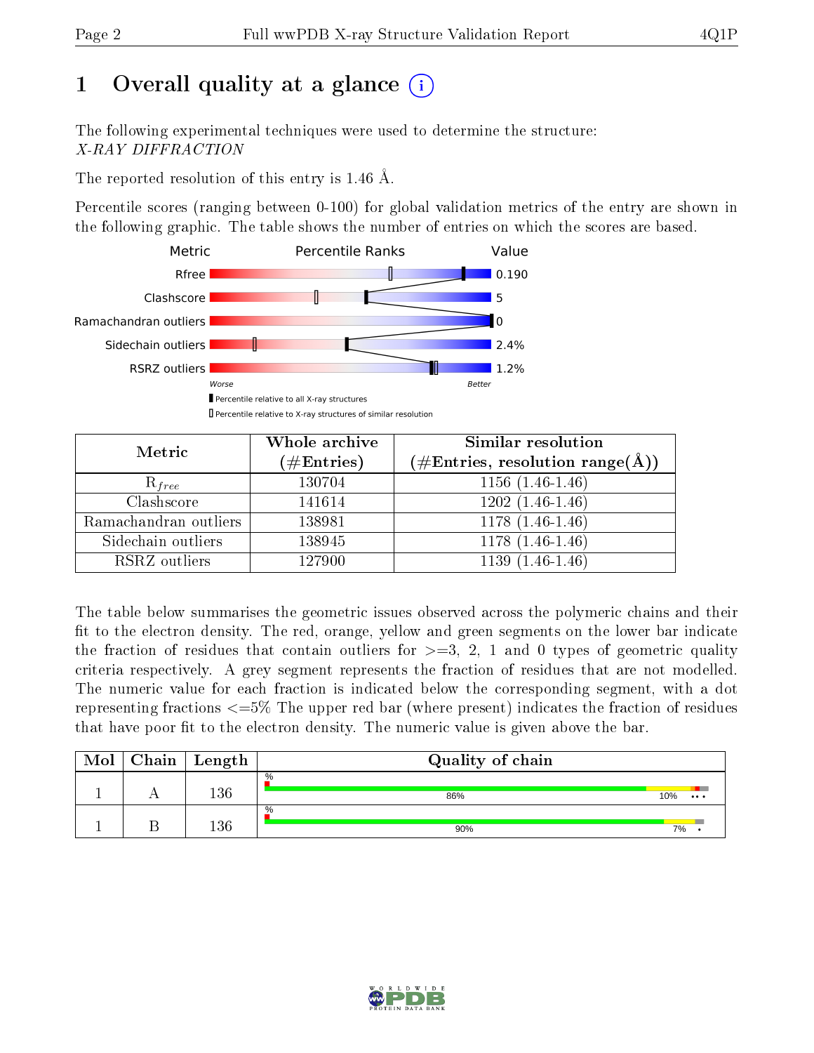# 1 Overall quality at a glance (i)

The following experimental techniques were used to determine the structure:
*X-RAY DIFFRACTION*

The reported resolution of this entry is 1.46 Å.

Percentile scores (ranging between 0-100) for global validation metrics of the entry are shown in the following graphic. The table shows the number of entries on which the scores are based.

| Metric | Value |
|---|---|
| Rfree | 0.190 |
| Clashscore | 5 |
| Ramachandran outliers | 0 |
| Sidechain outliers | 2.4% |
| RSRZ outliers | 1.2% |

Worse — Better

▮ Percentile relative to all X-ray structures
▯ Percentile relative to X-ray structures of similar resolution

| Metric | Whole archive (#Entries) | Similar resolution (#Entries, resolution range(Å)) |
|---|---|---|
| $R_{free}$ | 130704 | 1156 (1.46-1.46) |
| Clashscore | 141614 | 1202 (1.46-1.46) |
| Ramachandran outliers | 138981 | 1178 (1.46-1.46) |
| Sidechain outliers | 138945 | 1178 (1.46-1.46) |
| RSRZ outliers | 127900 | 1139 (1.46-1.46) |

The table below summarises the geometric issues observed across the polymeric chains and their fit to the electron density. The red, orange, yellow and green segments on the lower bar indicate the fraction of residues that contain outliers for >=3, 2, 1 and 0 types of geometric quality criteria respectively. A grey segment represents the fraction of residues that are not modelled. The numeric value for each fraction is indicated below the corresponding segment, with a dot representing fractions <=5% The upper red bar (where present) indicates the fraction of residues that have poor fit to the electron density. The numeric value is given above the bar.

| Mol | Chain | Length | Quality of chain |
|---|---|---|---|
| 1 | A | 136 | % 86% 10% • • • |
| 1 | B | 136 | % 90% 7% • |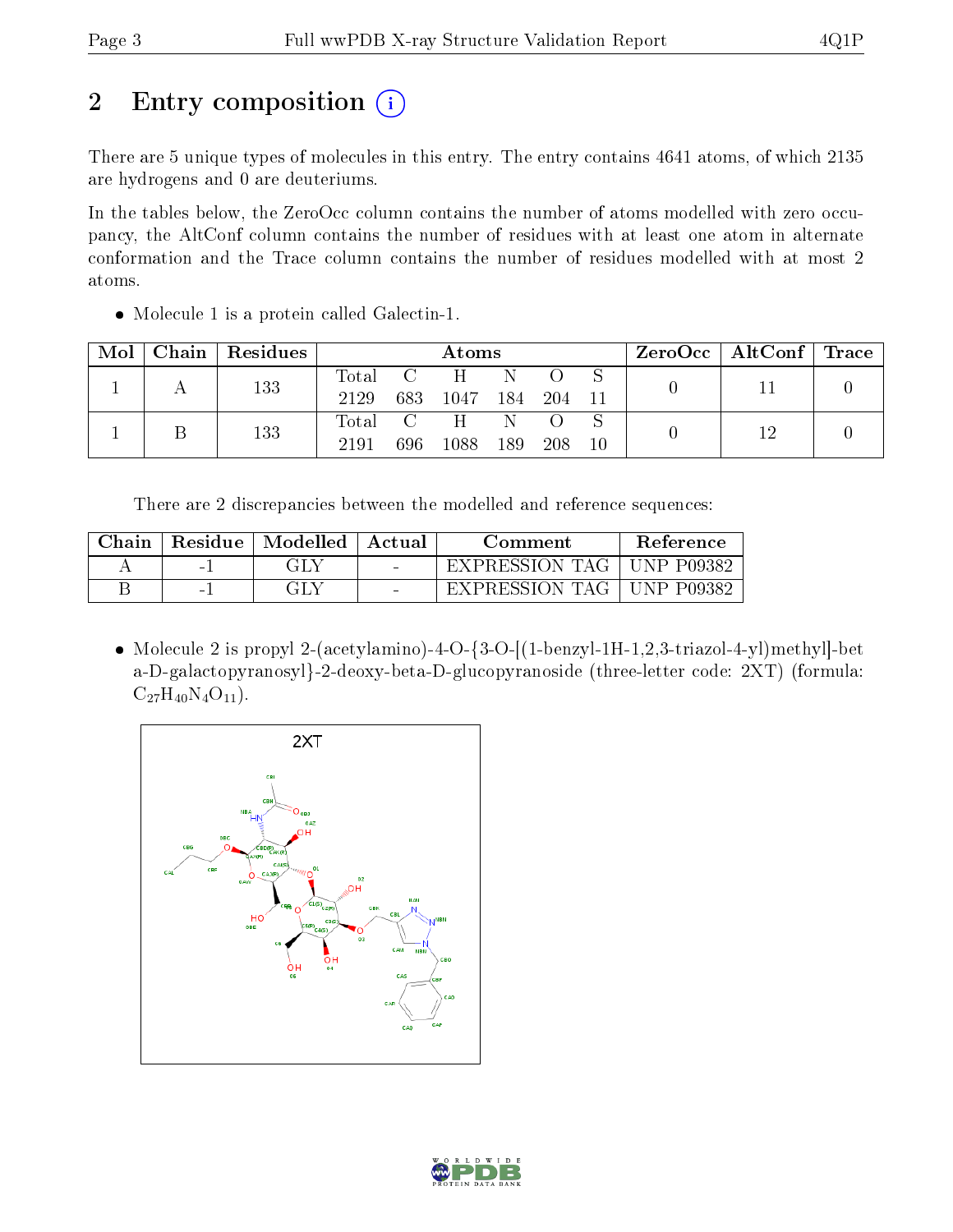# 2 Entry composition

There are 5 unique types of molecules in this entry. The entry contains 4641 atoms, of which 2135 are hydrogens and 0 are deuteriums.

In the tables below, the ZeroOcc column contains the number of atoms modelled with zero occupancy, the AltConf column contains the number of residues with at least one atom in alternate conformation and the Trace column contains the number of residues modelled with at most 2 atoms.

- Molecule 1 is a protein called Galectin-1.

| Mol | Chain | Residues | Atoms | | | | | | ZeroOcc | AltConf | Trace |
|---|---|---|---|---|---|---|---|---|---|---|---|
| 1 | A | 133 | Total 2129 | C 683 | H 1047 | N 184 | O 204 | S 11 | 0 | 11 | 0 |
| 1 | B | 133 | Total 2191 | C 696 | H 1088 | N 189 | O 208 | S 10 | 0 | 12 | 0 |

There are 2 discrepancies between the modelled and reference sequences:

| Chain | Residue | Modelled | Actual | Comment | Reference |
|---|---|---|---|---|---|
| A | -1 | GLY | - | EXPRESSION TAG | UNP P09382 |
| B | -1 | GLY | - | EXPRESSION TAG | UNP P09382 |

- Molecule 2 is propyl 2-(acetylamino)-4-O-{3-O-[(1-benzyl-1H-1,2,3-triazol-4-yl)methyl]-beta-D-galactopyranosyl}-2-deoxy-beta-D-glucopyranoside (three-letter code: 2XT) (formula: $C_{27}H_{40}N_4O_{11}$).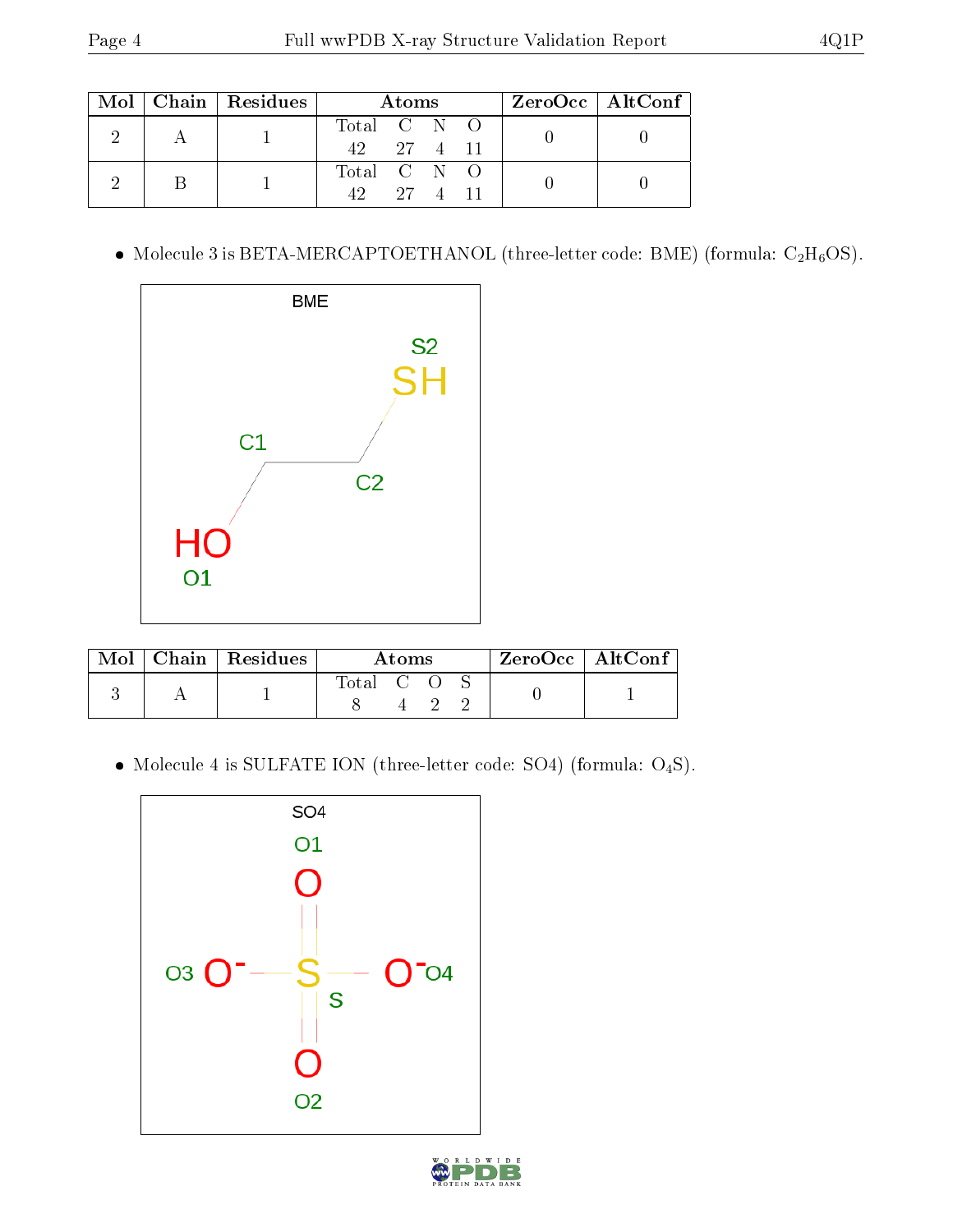| Mol | Chain | Residues | Atoms | | | | ZeroOcc | AltConf |
|---|---|---|---|---|---|---|---|---|
| | | | Total | C | N | O | | |
| 2 | A | 1 | 42 | 27 | 4 | 11 | 0 | 0 |
| 2 | B | 1 | 42 | 27 | 4 | 11 | 0 | 0 |

- Molecule 3 is BETA-MERCAPTOETHANOL (three-letter code: BME) (formula: $C_2H_6OS$).

| Mol | Chain | Residues | Atoms | | | | ZeroOcc | AltConf |
|---|---|---|---|---|---|---|---|---|
| | | | Total | C | O | S | | |
| 3 | A | 1 | 8 | 4 | 2 | 2 | 0 | 1 |

- Molecule 4 is SULFATE ION (three-letter code: SO4) (formula: $O_4S$).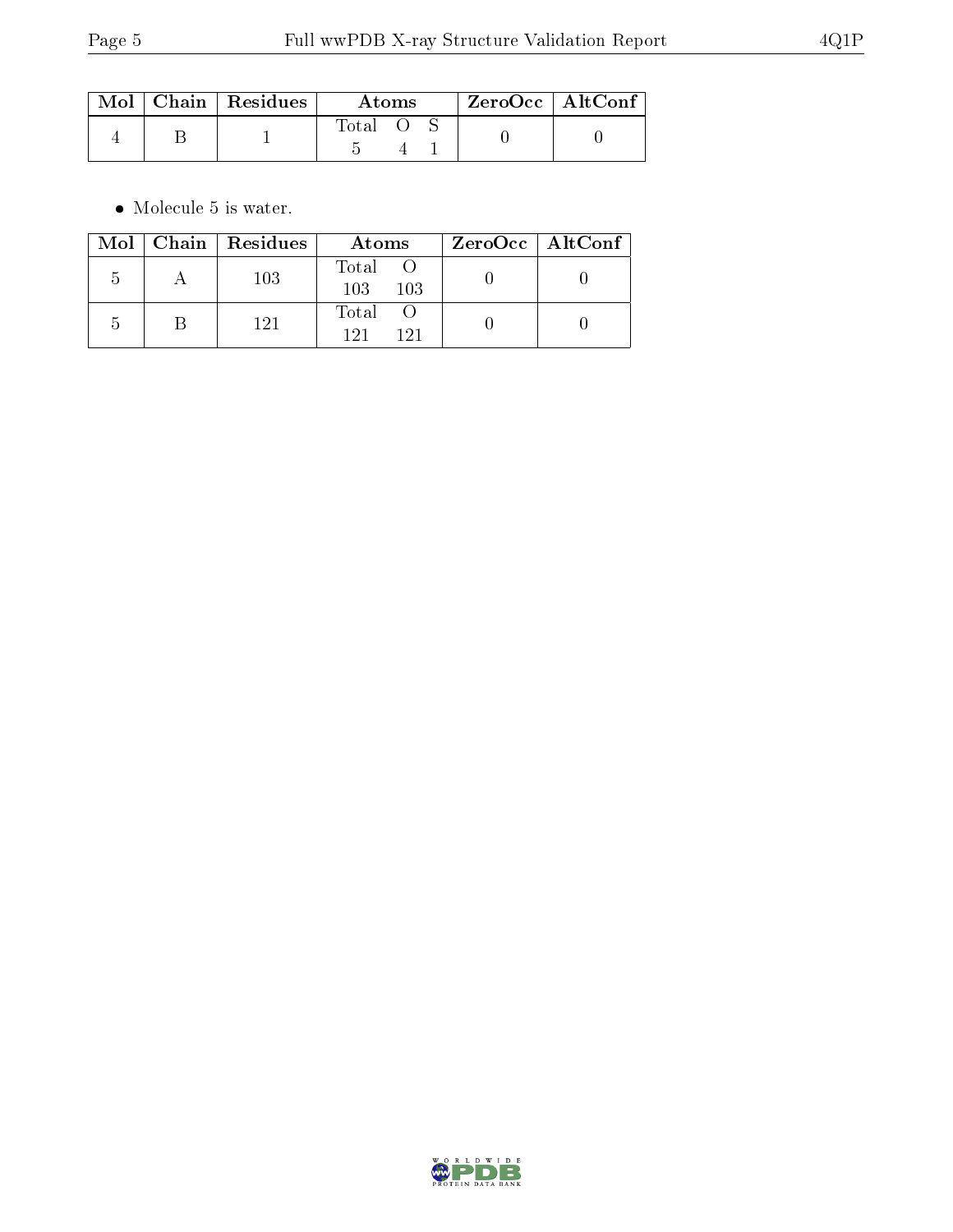| Mol | Chain | Residues | Atoms | | | ZeroOcc | AltConf |
|---|---|---|---|---|---|---|---|
| | | | Total | O | S | | |
| 4 | B | 1 | 5 | 4 | 1 | 0 | 0 |

- Molecule 5 is water.

| Mol | Chain | Residues | Atoms | | ZeroOcc | AltConf |
|---|---|---|---|---|---|---|
| | | | Total | O | | |
| 5 | A | 103 | 103 | 103 | 0 | 0 |
| 5 | B | 121 | 121 | 121 | 0 | 0 |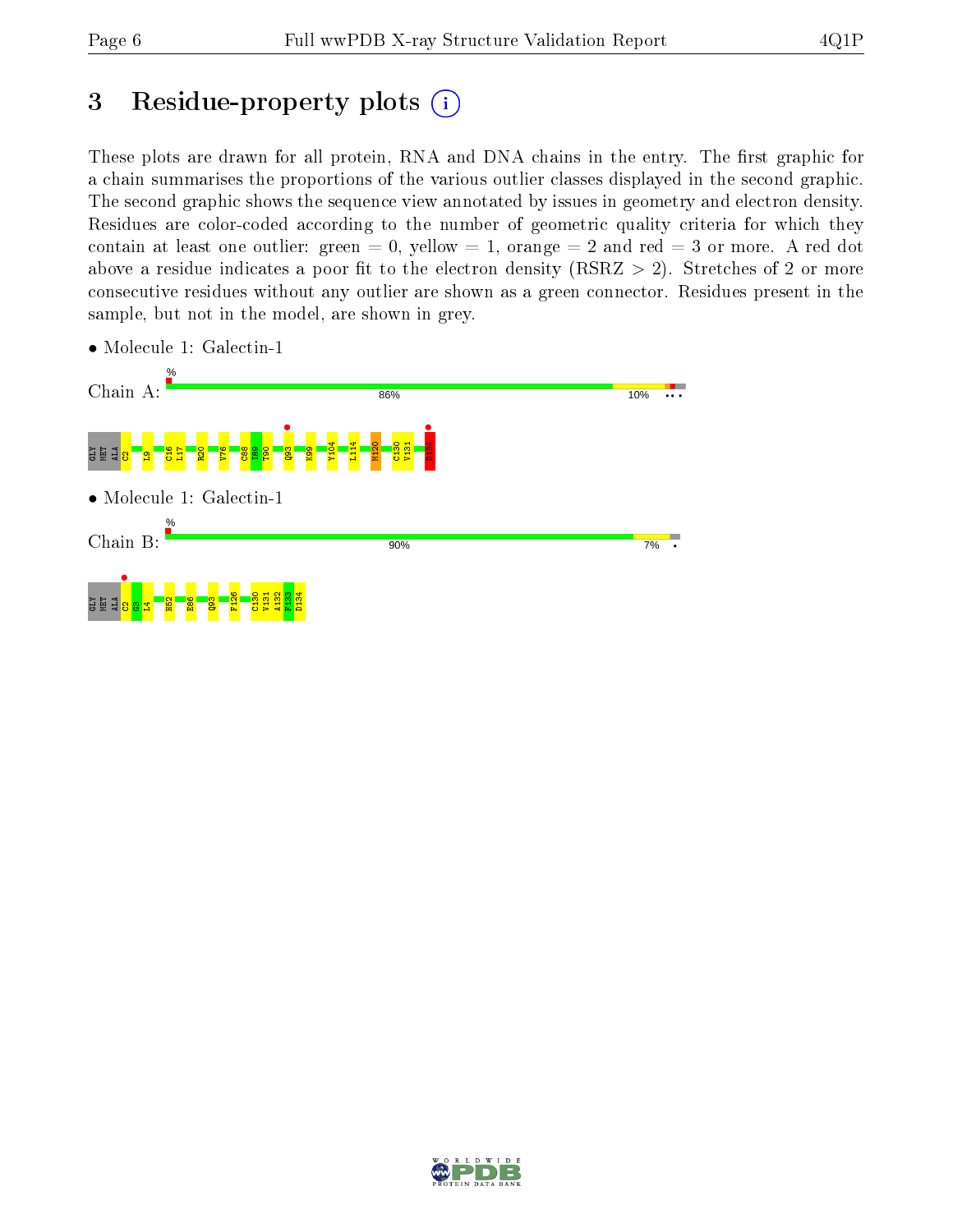# 3 Residue-property plots

These plots are drawn for all protein, RNA and DNA chains in the entry. The first graphic for a chain summarises the proportions of the various outlier classes displayed in the second graphic. The second graphic shows the sequence view annotated by issues in geometry and electron density. Residues are color-coded according to the number of geometric quality criteria for which they contain at least one outlier: green = 0, yellow = 1, orange = 2 and red = 3 or more. A red dot above a residue indicates a poor fit to the electron density (RSRZ > 2). Stretches of 2 or more consecutive residues without any outlier are shown as a green connector. Residues present in the sample, but not in the model, are shown in grey.

- Molecule 1: Galectin-1

Chain A: 86% 10%

GLY MET ALA C2 L9 C16 L17 R20 V76 C88 I89 T90 Q93 K99 Y104 L114 M120 C130 V131 D134

- Molecule 1: Galectin-1

Chain B: 90% 7%

GLY MET ALA C2 G3 L4 H52 E86 Q93 F126 C130 V131 A132 F133 D134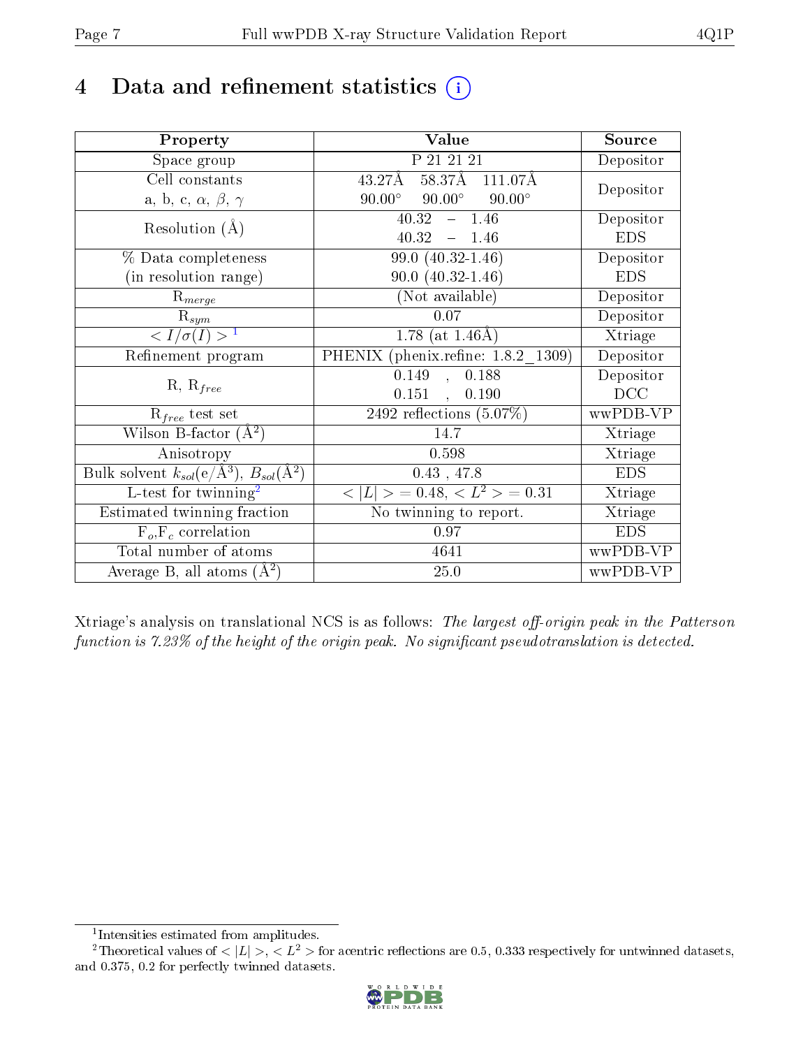# 4 Data and refinement statistics (i)

| Property | Value | Source |
|---|---|---|
| Space group | P 21 21 21 | Depositor |
| Cell constants<br>a, b, c, $\alpha$, $\beta$, $\gamma$ | 43.27Å 58.37Å 111.07Å<br>90.00° 90.00° 90.00° | Depositor |
| Resolution (Å) | 40.32 – 1.46<br>40.32 – 1.46 | Depositor<br>EDS |
| % Data completeness<br>(in resolution range) | 99.0 (40.32-1.46)<br>90.0 (40.32-1.46) | Depositor<br>EDS |
| $R_{merge}$ | (Not available) | Depositor |
| $R_{sym}$ | 0.07 | Depositor |
| $< I/\sigma(I) >$ [1] | 1.78 (at 1.46Å) | Xtriage |
| Refinement program | PHENIX (phenix.refine: 1.8.2_1309) | Depositor |
| R, $R_{free}$ | 0.149 , 0.188<br>0.151 , 0.190 | Depositor<br>DCC |
| $R_{free}$ test set | 2492 reflections (5.07%) | wwPDB-VP |
| Wilson B-factor (Å$^2$) | 14.7 | Xtriage |
| Anisotropy | 0.598 | Xtriage |
| Bulk solvent $k_{sol}$(e/Å$^3$), $B_{sol}$(Å$^2$) | 0.43 , 47.8 | EDS |
| L-test for twinning[2] | $< \|L\| >$ = 0.48, $< L^2 >$ = 0.31 | Xtriage |
| Estimated twinning fraction | No twinning to report. | Xtriage |
| $F_o$,$F_c$ correlation | 0.97 | EDS |
| Total number of atoms | 4641 | wwPDB-VP |
| Average B, all atoms (Å$^2$) | 25.0 | wwPDB-VP |

Xtriage's analysis on translational NCS is as follows: *The largest off-origin peak in the Patterson function is 7.23% of the height of the origin peak. No significant pseudotranslation is detected.*

[1] Intensities estimated from amplitudes.

[2] Theoretical values of $< |L| >$, $< L^2 >$ for acentric reflections are 0.5, 0.333 respectively for untwinned datasets, and 0.375, 0.2 for perfectly twinned datasets.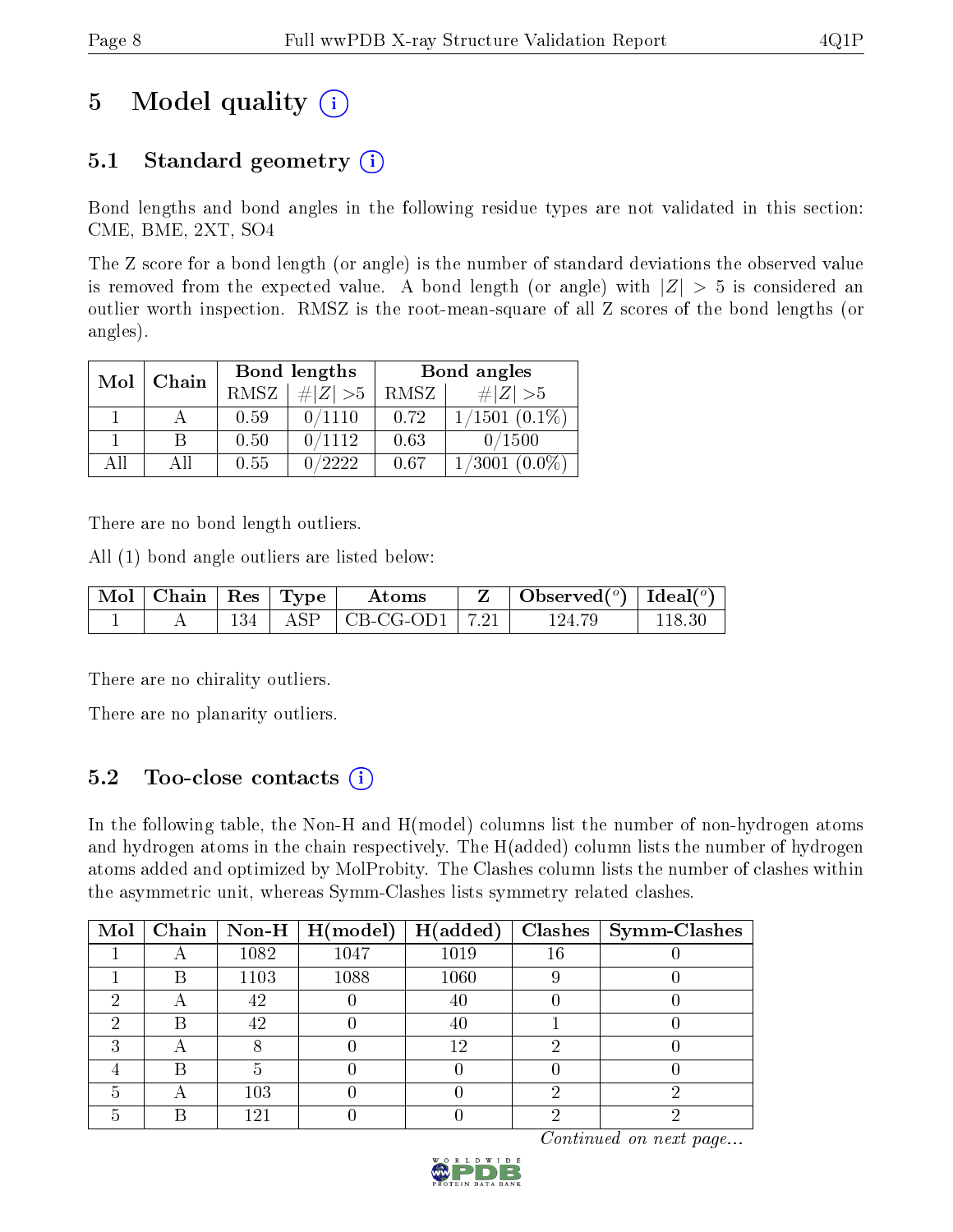# 5 Model quality (i)

## 5.1 Standard geometry (i)

Bond lengths and bond angles in the following residue types are not validated in this section: CME, BME, 2XT, SO4

The Z score for a bond length (or angle) is the number of standard deviations the observed value is removed from the expected value. A bond length (or angle) with $|Z| > 5$ is considered an outlier worth inspection. RMSZ is the root-mean-square of all Z scores of the bond lengths (or angles).

| Mol | Chain | Bond lengths | | Bond angles | |
|---|---|---|---|---|---|
| | | RMSZ | $\#\|Z\| > 5$ | RMSZ | $\#\|Z\| > 5$ |
| 1 | A | 0.59 | 0/1110 | 0.72 | 1/1501 (0.1%) |
| 1 | B | 0.50 | 0/1112 | 0.63 | 0/1500 |
| All | All | 0.55 | 0/2222 | 0.67 | 1/3001 (0.0%) |

There are no bond length outliers.

All (1) bond angle outliers are listed below:

| Mol | Chain | Res | Type | Atoms | Z | Observed($^o$) | Ideal($^o$) |
|---|---|---|---|---|---|---|---|
| 1 | A | 134 | ASP | CB-CG-OD1 | 7.21 | 124.79 | 118.30 |

There are no chirality outliers.

There are no planarity outliers.

## 5.2 Too-close contacts (i)

In the following table, the Non-H and H(model) columns list the number of non-hydrogen atoms and hydrogen atoms in the chain respectively. The H(added) column lists the number of hydrogen atoms added and optimized by MolProbity. The Clashes column lists the number of clashes within the asymmetric unit, whereas Symm-Clashes lists symmetry related clashes.

| Mol | Chain | Non-H | H(model) | H(added) | Clashes | Symm-Clashes |
|---|---|---|---|---|---|---|
| 1 | A | 1082 | 1047 | 1019 | 16 | 0 |
| 1 | B | 1103 | 1088 | 1060 | 9 | 0 |
| 2 | A | 42 | 0 | 40 | 0 | 0 |
| 2 | B | 42 | 0 | 40 | 1 | 0 |
| 3 | A | 8 | 0 | 12 | 2 | 0 |
| 4 | B | 5 | 0 | 0 | 0 | 0 |
| 5 | A | 103 | 0 | 0 | 2 | 2 |
| 5 | B | 121 | 0 | 0 | 2 | 2 |

*Continued on next page...*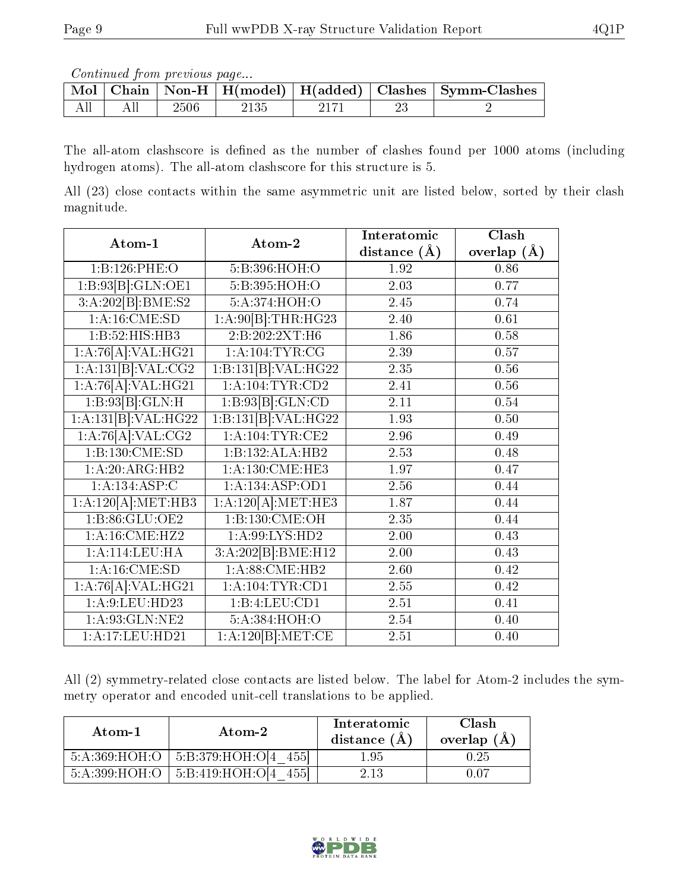*Continued from previous page...*

| Mol | Chain | Non-H | H(model) | H(added) | Clashes | Symm-Clashes |
|---|---|---|---|---|---|---|
| All | All | 2506 | 2135 | 2171 | 23 | 2 |

The all-atom clashscore is defined as the number of clashes found per 1000 atoms (including hydrogen atoms). The all-atom clashscore for this structure is 5.

All (23) close contacts within the same asymmetric unit are listed below, sorted by their clash magnitude.

| Atom-1 | Atom-2 | Interatomic distance (Å) | Clash overlap (Å) |
|---|---|---|---|
| 1:B:126:PHE:O | 5:B:396:HOH:O | 1.92 | 0.86 |
| 1:B:93[B]:GLN:OE1 | 5:B:395:HOH:O | 2.03 | 0.77 |
| 3:A:202[B]:BME:S2 | 5:A:374:HOH:O | 2.45 | 0.74 |
| 1:A:16:CME:SD | 1:A:90[B]:THR:HG23 | 2.40 | 0.61 |
| 1:B:52:HIS:HB3 | 2:B:202:2XT:H6 | 1.86 | 0.58 |
| 1:A:76[A]:VAL:HG21 | 1:A:104:TYR:CG | 2.39 | 0.57 |
| 1:A:131[B]:VAL:CG2 | 1:B:131[B]:VAL:HG22 | 2.35 | 0.56 |
| 1:A:76[A]:VAL:HG21 | 1:A:104:TYR:CD2 | 2.41 | 0.56 |
| 1:B:93[B]:GLN:H | 1:B:93[B]:GLN:CD | 2.11 | 0.54 |
| 1:A:131[B]:VAL:HG22 | 1:B:131[B]:VAL:HG22 | 1.93 | 0.50 |
| 1:A:76[A]:VAL:CG2 | 1:A:104:TYR:CE2 | 2.96 | 0.49 |
| 1:B:130:CME:SD | 1:B:132:ALA:HB2 | 2.53 | 0.48 |
| 1:A:20:ARG:HB2 | 1:A:130:CME:HE3 | 1.97 | 0.47 |
| 1:A:134:ASP:C | 1:A:134:ASP:OD1 | 2.56 | 0.44 |
| 1:A:120[A]:MET:HB3 | 1:A:120[A]:MET:HE3 | 1.87 | 0.44 |
| 1:B:86:GLU:OE2 | 1:B:130:CME:OH | 2.35 | 0.44 |
| 1:A:16:CME:HZ2 | 1:A:99:LYS:HD2 | 2.00 | 0.43 |
| 1:A:114:LEU:HA | 3:A:202[B]:BME:H12 | 2.00 | 0.43 |
| 1:A:16:CME:SD | 1:A:88:CME:HB2 | 2.60 | 0.42 |
| 1:A:76[A]:VAL:HG21 | 1:A:104:TYR:CD1 | 2.55 | 0.42 |
| 1:A:9:LEU:HD23 | 1:B:4:LEU:CD1 | 2.51 | 0.41 |
| 1:A:93:GLN:NE2 | 5:A:384:HOH:O | 2.54 | 0.40 |
| 1:A:17:LEU:HD21 | 1:A:120[B]:MET:CE | 2.51 | 0.40 |

All (2) symmetry-related close contacts are listed below. The label for Atom-2 includes the symmetry operator and encoded unit-cell translations to be applied.

| Atom-1 | Atom-2 | Interatomic distance (Å) | Clash overlap (Å) |
|---|---|---|---|
| 5:A:369:HOH:O | 5:B:379:HOH:O[4_455] | 1.95 | 0.25 |
| 5:A:399:HOH:O | 5:B:419:HOH:O[4_455] | 2.13 | 0.07 |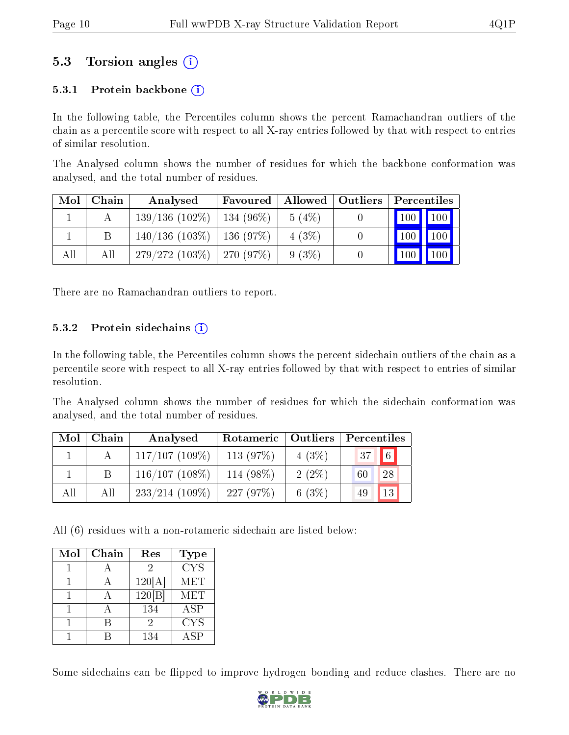## 5.3 Torsion angles

### 5.3.1 Protein backbone

In the following table, the Percentiles column shows the percent Ramachandran outliers of the chain as a percentile score with respect to all X-ray entries followed by that with respect to entries of similar resolution.

The Analysed column shows the number of residues for which the backbone conformation was analysed, and the total number of residues.

| Mol | Chain | Analysed | Favoured | Allowed | Outliers | Percentiles | |
|---|---|---|---|---|---|---|---|
| 1 | A | 139/136 (102%) | 134 (96%) | 5 (4%) | 0 | 100 | 100 |
| 1 | B | 140/136 (103%) | 136 (97%) | 4 (3%) | 0 | 100 | 100 |
| All | All | 279/272 (103%) | 270 (97%) | 9 (3%) | 0 | 100 | 100 |

There are no Ramachandran outliers to report.

### 5.3.2 Protein sidechains

In the following table, the Percentiles column shows the percent sidechain outliers of the chain as a percentile score with respect to all X-ray entries followed by that with respect to entries of similar resolution.

The Analysed column shows the number of residues for which the sidechain conformation was analysed, and the total number of residues.

| Mol | Chain | Analysed | Rotameric | Outliers | Percentiles | |
|---|---|---|---|---|---|---|
| 1 | A | 117/107 (109%) | 113 (97%) | 4 (3%) | 37 | 6 |
| 1 | B | 116/107 (108%) | 114 (98%) | 2 (2%) | 60 | 28 |
| All | All | 233/214 (109%) | 227 (97%) | 6 (3%) | 49 | 13 |

All (6) residues with a non-rotameric sidechain are listed below:

| Mol | Chain | Res | Type |
|---|---|---|---|
| 1 | A | 2 | CYS |
| 1 | A | 120[A] | MET |
| 1 | A | 120[B] | MET |
| 1 | A | 134 | ASP |
| 1 | B | 2 | CYS |
| 1 | B | 134 | ASP |

Some sidechains can be flipped to improve hydrogen bonding and reduce clashes. There are no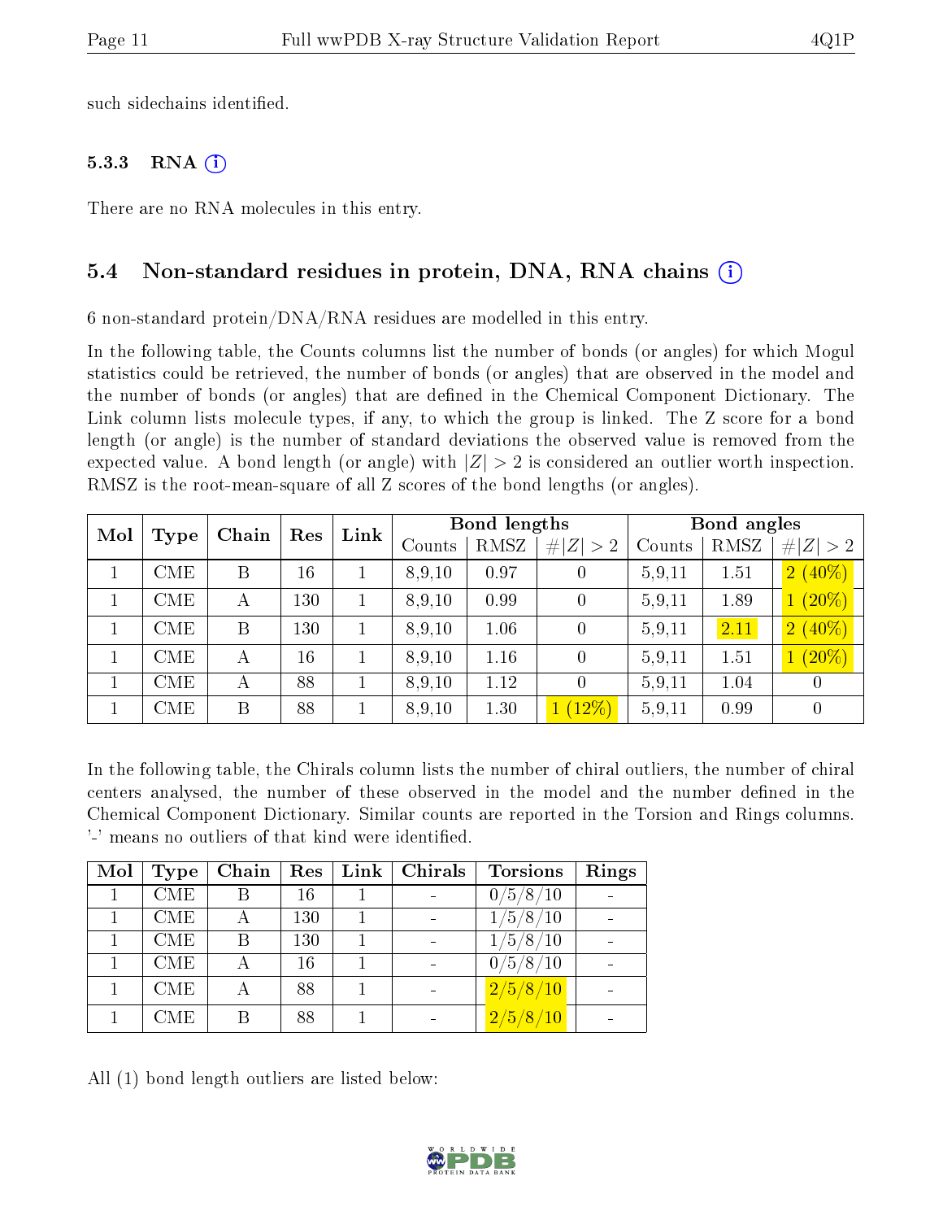such sidechains identified.

### 5.3.3 RNA

There are no RNA molecules in this entry.

## 5.4 Non-standard residues in protein, DNA, RNA chains

6 non-standard protein/DNA/RNA residues are modelled in this entry.

In the following table, the Counts columns list the number of bonds (or angles) for which Mogul statistics could be retrieved, the number of bonds (or angles) that are observed in the model and the number of bonds (or angles) that are defined in the Chemical Component Dictionary. The Link column lists molecule types, if any, to which the group is linked. The Z score for a bond length (or angle) is the number of standard deviations the observed value is removed from the expected value. A bond length (or angle) with $|Z| > 2$ is considered an outlier worth inspection. RMSZ is the root-mean-square of all Z scores of the bond lengths (or angles).

| Mol | Type | Chain | Res | Link | Bond lengths | | | Bond angles | | |
|---|---|---|---|---|---|---|---|---|---|---|
| | | | | | Counts | RMSZ | $\#\|Z\| > 2$ | Counts | RMSZ | $\#\|Z\| > 2$ |
| 1 | CME | B | 16 | 1 | 8,9,10 | 0.97 | 0 | 5,9,11 | 1.51 | 2 (40%) |
| 1 | CME | A | 130 | 1 | 8,9,10 | 0.99 | 0 | 5,9,11 | 1.89 | 1 (20%) |
| 1 | CME | B | 130 | 1 | 8,9,10 | 1.06 | 0 | 5,9,11 | 2.11 | 2 (40%) |
| 1 | CME | A | 16 | 1 | 8,9,10 | 1.16 | 0 | 5,9,11 | 1.51 | 1 (20%) |
| 1 | CME | A | 88 | 1 | 8,9,10 | 1.12 | 0 | 5,9,11 | 1.04 | 0 |
| 1 | CME | B | 88 | 1 | 8,9,10 | 1.30 | 1 (12%) | 5,9,11 | 0.99 | 0 |

In the following table, the Chirals column lists the number of chiral outliers, the number of chiral centers analysed, the number of these observed in the model and the number defined in the Chemical Component Dictionary. Similar counts are reported in the Torsion and Rings columns. '-' means no outliers of that kind were identified.

| Mol | Type | Chain | Res | Link | Chirals | Torsions | Rings |
|---|---|---|---|---|---|---|---|
| 1 | CME | B | 16 | 1 | - | 0/5/8/10 | - |
| 1 | CME | A | 130 | 1 | - | 1/5/8/10 | - |
| 1 | CME | B | 130 | 1 | - | 1/5/8/10 | - |
| 1 | CME | A | 16 | 1 | - | 0/5/8/10 | - |
| 1 | CME | A | 88 | 1 | - | 2/5/8/10 | - |
| 1 | CME | B | 88 | 1 | - | 2/5/8/10 | - |

All (1) bond length outliers are listed below: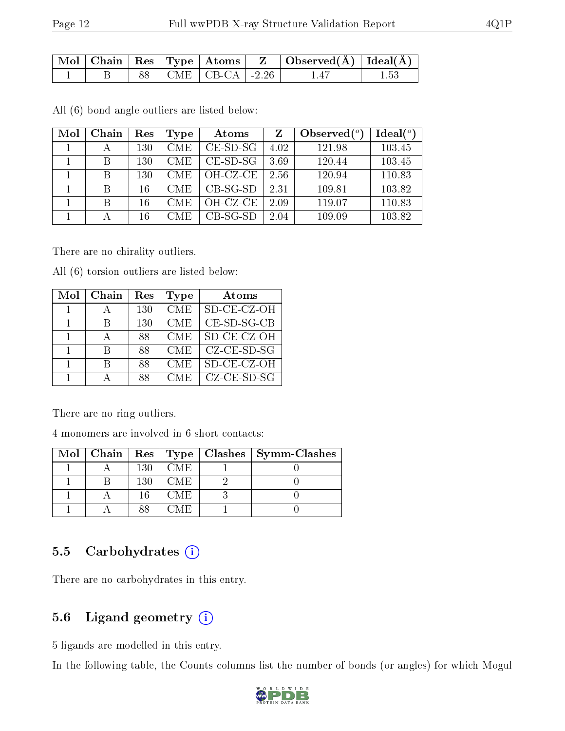| Mol | Chain | Res | Type | Atoms | Z | Observed(Å) | Ideal(Å) |
|---|---|---|---|---|---|---|---|
| 1 | B | 88 | CME | CB-CA | -2.26 | 1.47 | 1.53 |

All (6) bond angle outliers are listed below:

| Mol | Chain | Res | Type | Atoms | Z | Observed(°) | Ideal(°) |
|---|---|---|---|---|---|---|---|
| 1 | A | 130 | CME | CE-SD-SG | 4.02 | 121.98 | 103.45 |
| 1 | B | 130 | CME | CE-SD-SG | 3.69 | 120.44 | 103.45 |
| 1 | B | 130 | CME | OH-CZ-CE | 2.56 | 120.94 | 110.83 |
| 1 | B | 16 | CME | CB-SG-SD | 2.31 | 109.81 | 103.82 |
| 1 | B | 16 | CME | OH-CZ-CE | 2.09 | 119.07 | 110.83 |
| 1 | A | 16 | CME | CB-SG-SD | 2.04 | 109.09 | 103.82 |

There are no chirality outliers.

All (6) torsion outliers are listed below:

| Mol | Chain | Res | Type | Atoms |
|---|---|---|---|---|
| 1 | A | 130 | CME | SD-CE-CZ-OH |
| 1 | B | 130 | CME | CE-SD-SG-CB |
| 1 | A | 88 | CME | SD-CE-CZ-OH |
| 1 | B | 88 | CME | CZ-CE-SD-SG |
| 1 | B | 88 | CME | SD-CE-CZ-OH |
| 1 | A | 88 | CME | CZ-CE-SD-SG |

There are no ring outliers.

4 monomers are involved in 6 short contacts:

| Mol | Chain | Res | Type | Clashes | Symm-Clashes |
|---|---|---|---|---|---|
| 1 | A | 130 | CME | 1 | 0 |
| 1 | B | 130 | CME | 2 | 0 |
| 1 | A | 16 | CME | 3 | 0 |
| 1 | A | 88 | CME | 1 | 0 |

## 5.5 Carbohydrates

There are no carbohydrates in this entry.

## 5.6 Ligand geometry

5 ligands are modelled in this entry.

In the following table, the Counts columns list the number of bonds (or angles) for which Mogul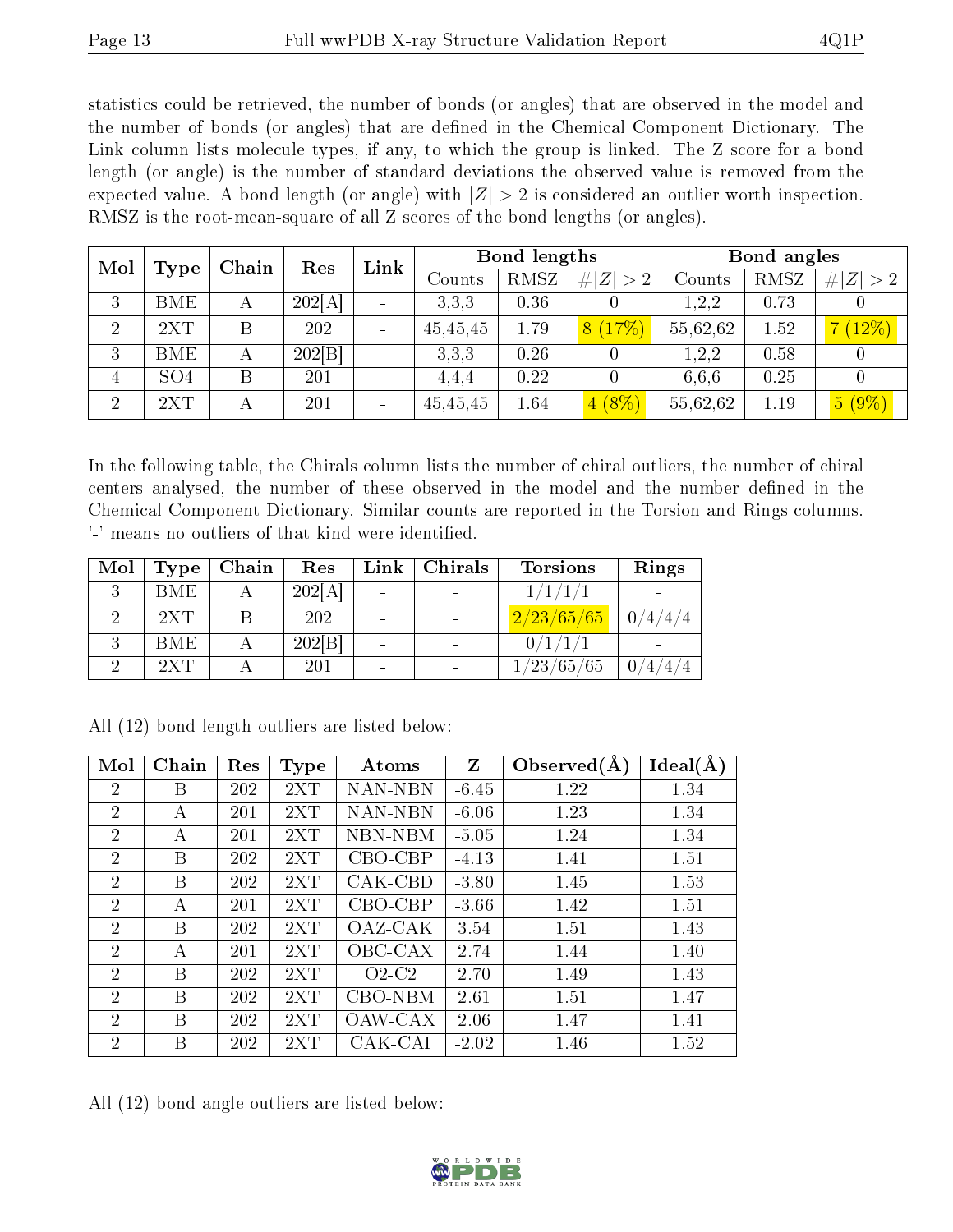statistics could be retrieved, the number of bonds (or angles) that are observed in the model and the number of bonds (or angles) that are defined in the Chemical Component Dictionary. The Link column lists molecule types, if any, to which the group is linked. The Z score for a bond length (or angle) is the number of standard deviations the observed value is removed from the expected value. A bond length (or angle) with $|Z| > 2$ is considered an outlier worth inspection. RMSZ is the root-mean-square of all Z scores of the bond lengths (or angles).

| Mol | Type | Chain | Res | Link | Bond lengths | | | Bond angles | | |
|---|---|---|---|---|---|---|---|---|---|---|
| | | | | | Counts | RMSZ | $\#\|Z\| > 2$ | Counts | RMSZ | $\#\|Z\| > 2$ |
| 3 | BME | A | 202[A] | - | 3,3,3 | 0.36 | 0 | 1,2,2 | 0.73 | 0 |
| 2 | 2XT | B | 202 | - | 45,45,45 | 1.79 | 8 (17%) | 55,62,62 | 1.52 | 7 (12%) |
| 3 | BME | A | 202[B] | - | 3,3,3 | 0.26 | 0 | 1,2,2 | 0.58 | 0 |
| 4 | SO4 | B | 201 | - | 4,4,4 | 0.22 | 0 | 6,6,6 | 0.25 | 0 |
| 2 | 2XT | A | 201 | - | 45,45,45 | 1.64 | 4 (8%) | 55,62,62 | 1.19 | 5 (9%) |

In the following table, the Chirals column lists the number of chiral outliers, the number of chiral centers analysed, the number of these observed in the model and the number defined in the Chemical Component Dictionary. Similar counts are reported in the Torsion and Rings columns. '-' means no outliers of that kind were identified.

| Mol | Type | Chain | Res | Link | Chirals | Torsions | Rings |
|---|---|---|---|---|---|---|---|
| 3 | BME | A | 202[A] | - | - | 1/1/1/1 | - |
| 2 | 2XT | B | 202 | - | - | 2/23/65/65 | 0/4/4/4 |
| 3 | BME | A | 202[B] | - | - | 0/1/1/1 | - |
| 2 | 2XT | A | 201 | - | - | 1/23/65/65 | 0/4/4/4 |

All (12) bond length outliers are listed below:

| Mol | Chain | Res | Type | Atoms | Z | Observed(Å) | Ideal(Å) |
|---|---|---|---|---|---|---|---|
| 2 | B | 202 | 2XT | NAN-NBN | -6.45 | 1.22 | 1.34 |
| 2 | A | 201 | 2XT | NAN-NBN | -6.06 | 1.23 | 1.34 |
| 2 | A | 201 | 2XT | NBN-NBM | -5.05 | 1.24 | 1.34 |
| 2 | B | 202 | 2XT | CBO-CBP | -4.13 | 1.41 | 1.51 |
| 2 | B | 202 | 2XT | CAK-CBD | -3.80 | 1.45 | 1.53 |
| 2 | A | 201 | 2XT | CBO-CBP | -3.66 | 1.42 | 1.51 |
| 2 | B | 202 | 2XT | OAZ-CAK | 3.54 | 1.51 | 1.43 |
| 2 | A | 201 | 2XT | OBC-CAX | 2.74 | 1.44 | 1.40 |
| 2 | B | 202 | 2XT | O2-C2 | 2.70 | 1.49 | 1.43 |
| 2 | B | 202 | 2XT | CBO-NBM | 2.61 | 1.51 | 1.47 |
| 2 | B | 202 | 2XT | OAW-CAX | 2.06 | 1.47 | 1.41 |
| 2 | B | 202 | 2XT | CAK-CAI | -2.02 | 1.46 | 1.52 |

All (12) bond angle outliers are listed below: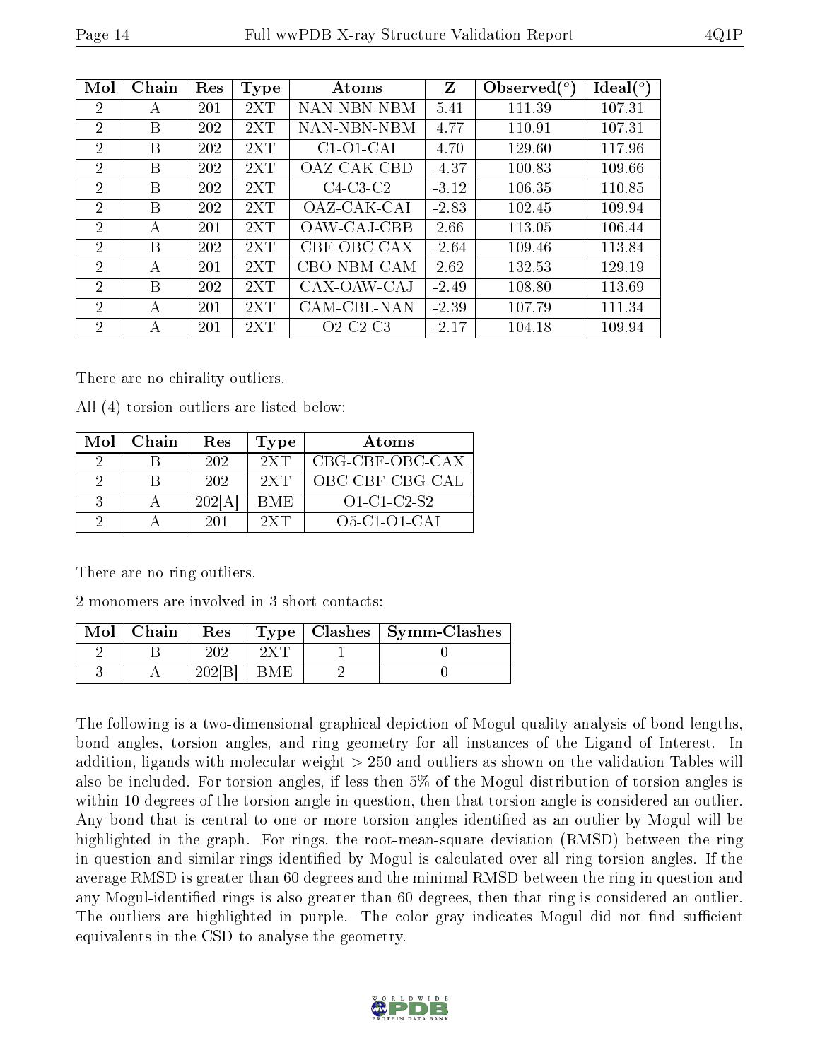| Mol | Chain | Res | Type | Atoms | Z | Observed(°) | Ideal(°) |
|---|---|---|---|---|---|---|---|
| 2 | A | 201 | 2XT | NAN-NBN-NBM | 5.41 | 111.39 | 107.31 |
| 2 | B | 202 | 2XT | NAN-NBN-NBM | 4.77 | 110.91 | 107.31 |
| 2 | B | 202 | 2XT | C1-O1-CAI | 4.70 | 129.60 | 117.96 |
| 2 | B | 202 | 2XT | OAZ-CAK-CBD | -4.37 | 100.83 | 109.66 |
| 2 | B | 202 | 2XT | C4-C3-C2 | -3.12 | 106.35 | 110.85 |
| 2 | B | 202 | 2XT | OAZ-CAK-CAI | -2.83 | 102.45 | 109.94 |
| 2 | A | 201 | 2XT | OAW-CAJ-CBB | 2.66 | 113.05 | 106.44 |
| 2 | B | 202 | 2XT | CBF-OBC-CAX | -2.64 | 109.46 | 113.84 |
| 2 | A | 201 | 2XT | CBO-NBM-CAM | 2.62 | 132.53 | 129.19 |
| 2 | B | 202 | 2XT | CAX-OAW-CAJ | -2.49 | 108.80 | 113.69 |
| 2 | A | 201 | 2XT | CAM-CBL-NAN | -2.39 | 107.79 | 111.34 |
| 2 | A | 201 | 2XT | O2-C2-C3 | -2.17 | 104.18 | 109.94 |

There are no chirality outliers.

All (4) torsion outliers are listed below:

| Mol | Chain | Res | Type | Atoms |
|---|---|---|---|---|
| 2 | B | 202 | 2XT | CBG-CBF-OBC-CAX |
| 2 | B | 202 | 2XT | OBC-CBF-CBG-CAL |
| 3 | A | 202[A] | BME | O1-C1-C2-S2 |
| 2 | A | 201 | 2XT | O5-C1-O1-CAI |

There are no ring outliers.

2 monomers are involved in 3 short contacts:

| Mol | Chain | Res | Type | Clashes | Symm-Clashes |
|---|---|---|---|---|---|
| 2 | B | 202 | 2XT | 1 | 0 |
| 3 | A | 202[B] | BME | 2 | 0 |

The following is a two-dimensional graphical depiction of Mogul quality analysis of bond lengths, bond angles, torsion angles, and ring geometry for all instances of the Ligand of Interest. In addition, ligands with molecular weight > 250 and outliers as shown on the validation Tables will also be included. For torsion angles, if less then 5% of the Mogul distribution of torsion angles is within 10 degrees of the torsion angle in question, then that torsion angle is considered an outlier. Any bond that is central to one or more torsion angles identified as an outlier by Mogul will be highlighted in the graph. For rings, the root-mean-square deviation (RMSD) between the ring in question and similar rings identified by Mogul is calculated over all ring torsion angles. If the average RMSD is greater than 60 degrees and the minimal RMSD between the ring in question and any Mogul-identified rings is also greater than 60 degrees, then that ring is considered an outlier. The outliers are highlighted in purple. The color gray indicates Mogul did not find sufficient equivalents in the CSD to analyse the geometry.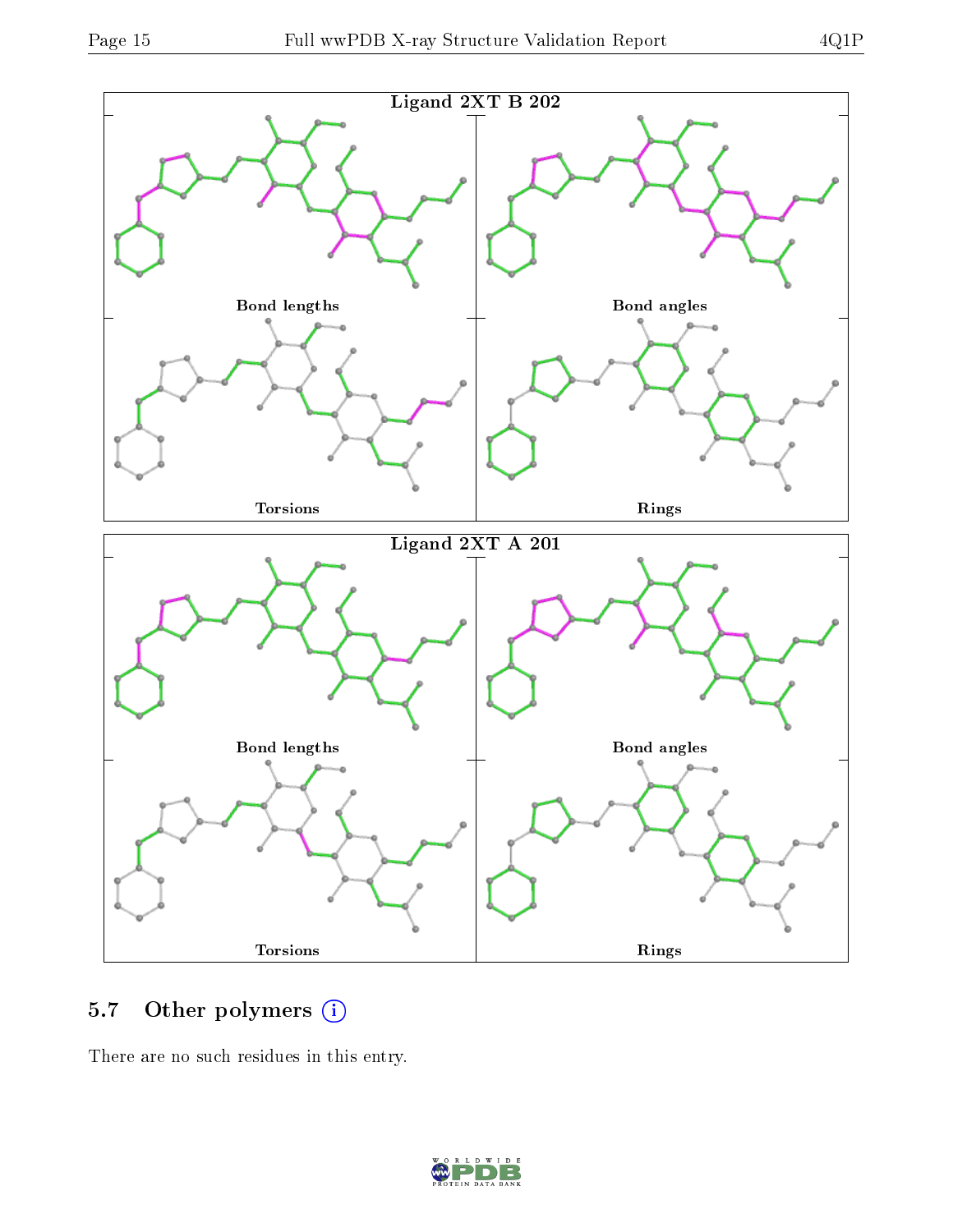Ligand 2XT B 202

Bond lengths

Bond angles

Torsions

Rings

Ligand 2XT A 201

Bond lengths

Bond angles

Torsions

Rings

### 5.7 Other polymers (i)

There are no such residues in this entry.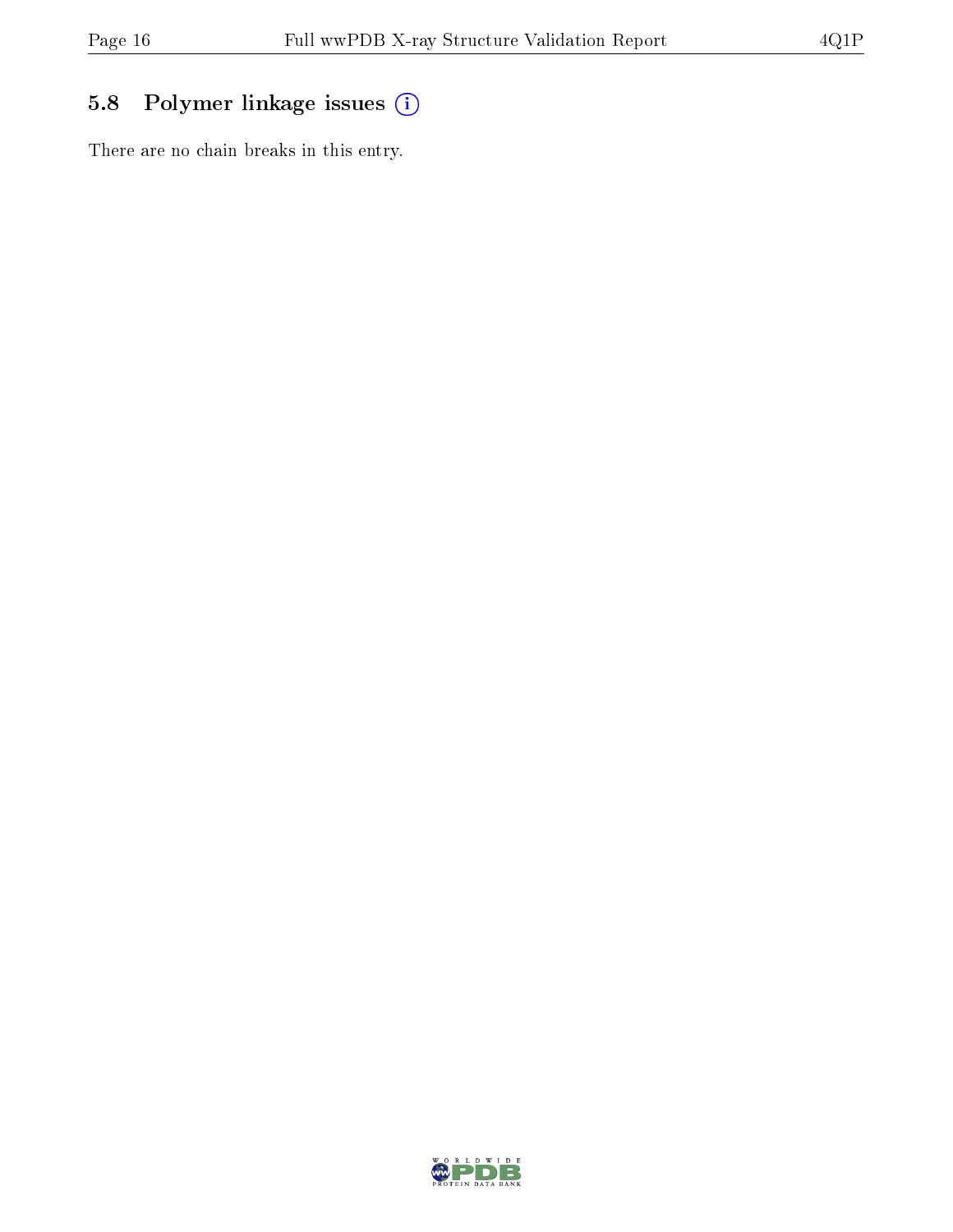## 5.8 Polymer linkage issues

There are no chain breaks in this entry.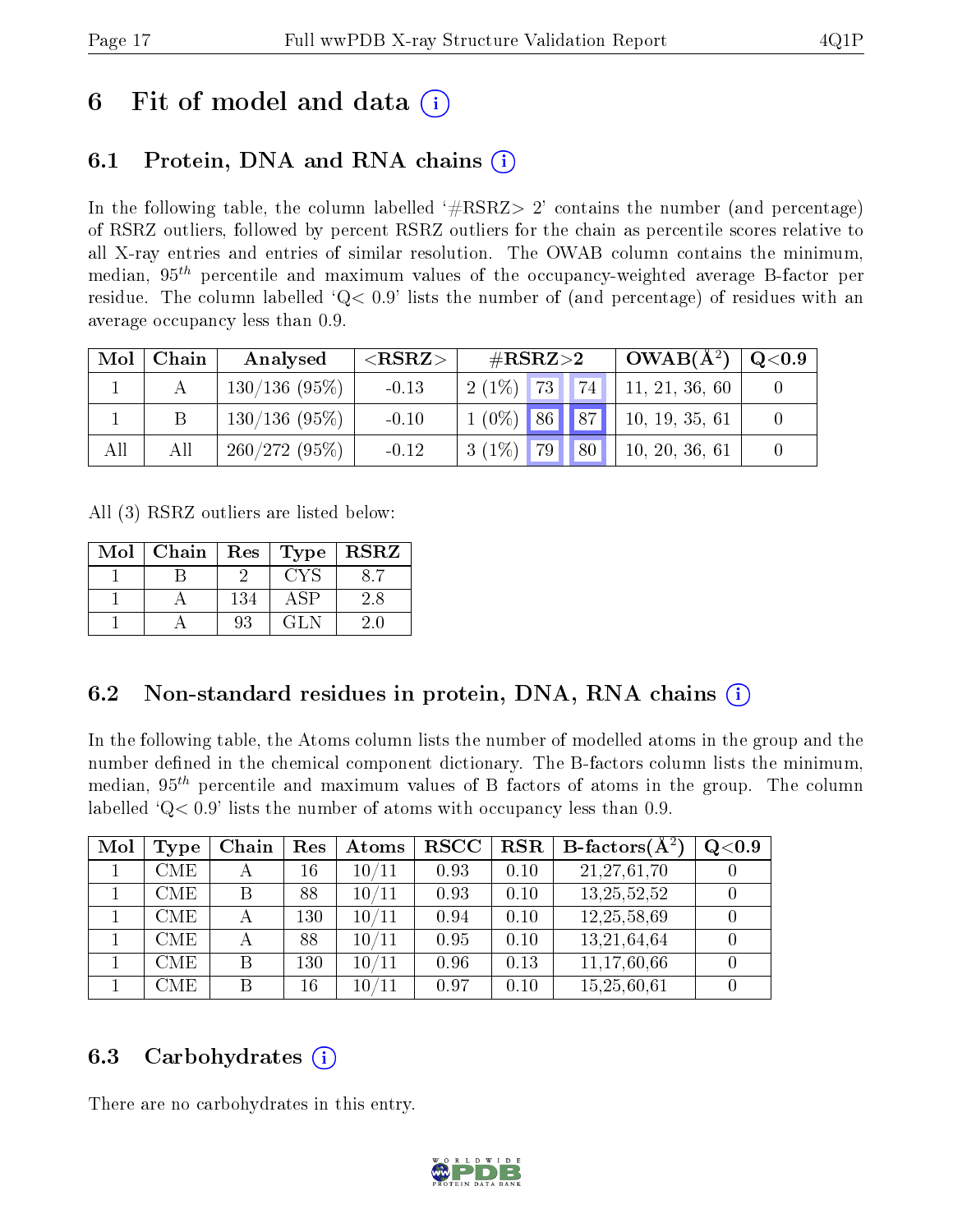# 6 Fit of model and data (i)

## 6.1 Protein, DNA and RNA chains (i)

In the following table, the column labelled '#RSRZ> 2' contains the number (and percentage) of RSRZ outliers, followed by percent RSRZ outliers for the chain as percentile scores relative to all X-ray entries and entries of similar resolution. The OWAB column contains the minimum, median, $95^{th}$ percentile and maximum values of the occupancy-weighted average B-factor per residue. The column labelled 'Q< 0.9' lists the number of (and percentage) of residues with an average occupancy less than 0.9.

| Mol | Chain | Analysed | <RSRZ> | #RSRZ>2 | | | OWAB(Å$^2$) | Q<0.9 |
|---|---|---|---|---|---|---|---|---|
| 1 | A | 130/136 (95%) | -0.13 | 2 (1%) | 73 | 74 | 11, 21, 36, 60 | 0 |
| 1 | B | 130/136 (95%) | -0.10 | 1 (0%) | 86 | 87 | 10, 19, 35, 61 | 0 |
| All | All | 260/272 (95%) | -0.12 | 3 (1%) | 79 | 80 | 10, 20, 36, 61 | 0 |

All (3) RSRZ outliers are listed below:

| Mol | Chain | Res | Type | RSRZ |
|---|---|---|---|---|
| 1 | B | 2 | CYS | 8.7 |
| 1 | A | 134 | ASP | 2.8 |
| 1 | A | 93 | GLN | 2.0 |

## 6.2 Non-standard residues in protein, DNA, RNA chains (i)

In the following table, the Atoms column lists the number of modelled atoms in the group and the number defined in the chemical component dictionary. The B-factors column lists the minimum, median, $95^{th}$ percentile and maximum values of B factors of atoms in the group. The column labelled 'Q< 0.9' lists the number of atoms with occupancy less than 0.9.

| Mol | Type | Chain | Res | Atoms | RSCC | RSR | B-factors(Å$^2$) | Q<0.9 |
|---|---|---|---|---|---|---|---|---|
| 1 | CME | A | 16 | 10/11 | 0.93 | 0.10 | 21,27,61,70 | 0 |
| 1 | CME | B | 88 | 10/11 | 0.93 | 0.10 | 13,25,52,52 | 0 |
| 1 | CME | A | 130 | 10/11 | 0.94 | 0.10 | 12,25,58,69 | 0 |
| 1 | CME | A | 88 | 10/11 | 0.95 | 0.10 | 13,21,64,64 | 0 |
| 1 | CME | B | 130 | 10/11 | 0.96 | 0.13 | 11,17,60,66 | 0 |
| 1 | CME | B | 16 | 10/11 | 0.97 | 0.10 | 15,25,60,61 | 0 |

## 6.3 Carbohydrates (i)

There are no carbohydrates in this entry.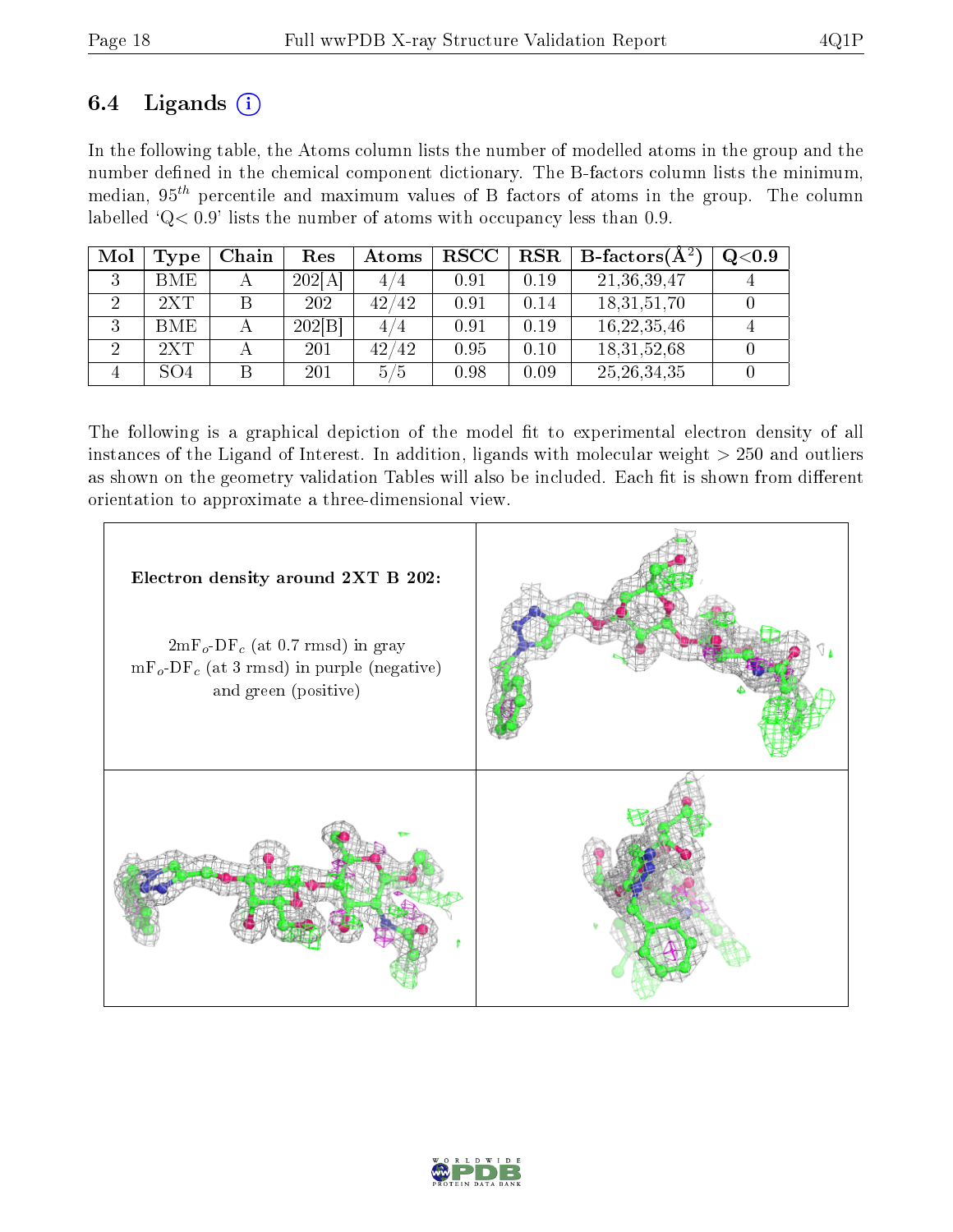## 6.4 Ligands (i)

In the following table, the Atoms column lists the number of modelled atoms in the group and the number defined in the chemical component dictionary. The B-factors column lists the minimum, median, $95^{th}$ percentile and maximum values of B factors of atoms in the group. The column labelled 'Q< 0.9' lists the number of atoms with occupancy less than 0.9.

| Mol | Type | Chain | Res | Atoms | RSCC | RSR | B-factors($Å^2$) | Q<0.9 |
|---|---|---|---|---|---|---|---|---|
| 3 | BME | A | 202[A] | 4/4 | 0.91 | 0.19 | 21,36,39,47 | 4 |
| 2 | 2XT | B | 202 | 42/42 | 0.91 | 0.14 | 18,31,51,70 | 0 |
| 3 | BME | A | 202[B] | 4/4 | 0.91 | 0.19 | 16,22,35,46 | 4 |
| 2 | 2XT | A | 201 | 42/42 | 0.95 | 0.10 | 18,31,52,68 | 0 |
| 4 | SO4 | B | 201 | 5/5 | 0.98 | 0.09 | 25,26,34,35 | 0 |

The following is a graphical depiction of the model fit to experimental electron density of all instances of the Ligand of Interest. In addition, ligands with molecular weight > 250 and outliers as shown on the geometry validation Tables will also be included. Each fit is shown from different orientation to approximate a three-dimensional view.

**Electron density around 2XT B 202:**

$2mF_o$-$DF_c$ (at 0.7 rmsd) in gray
$mF_o$-$DF_c$ (at 3 rmsd) in purple (negative) and green (positive)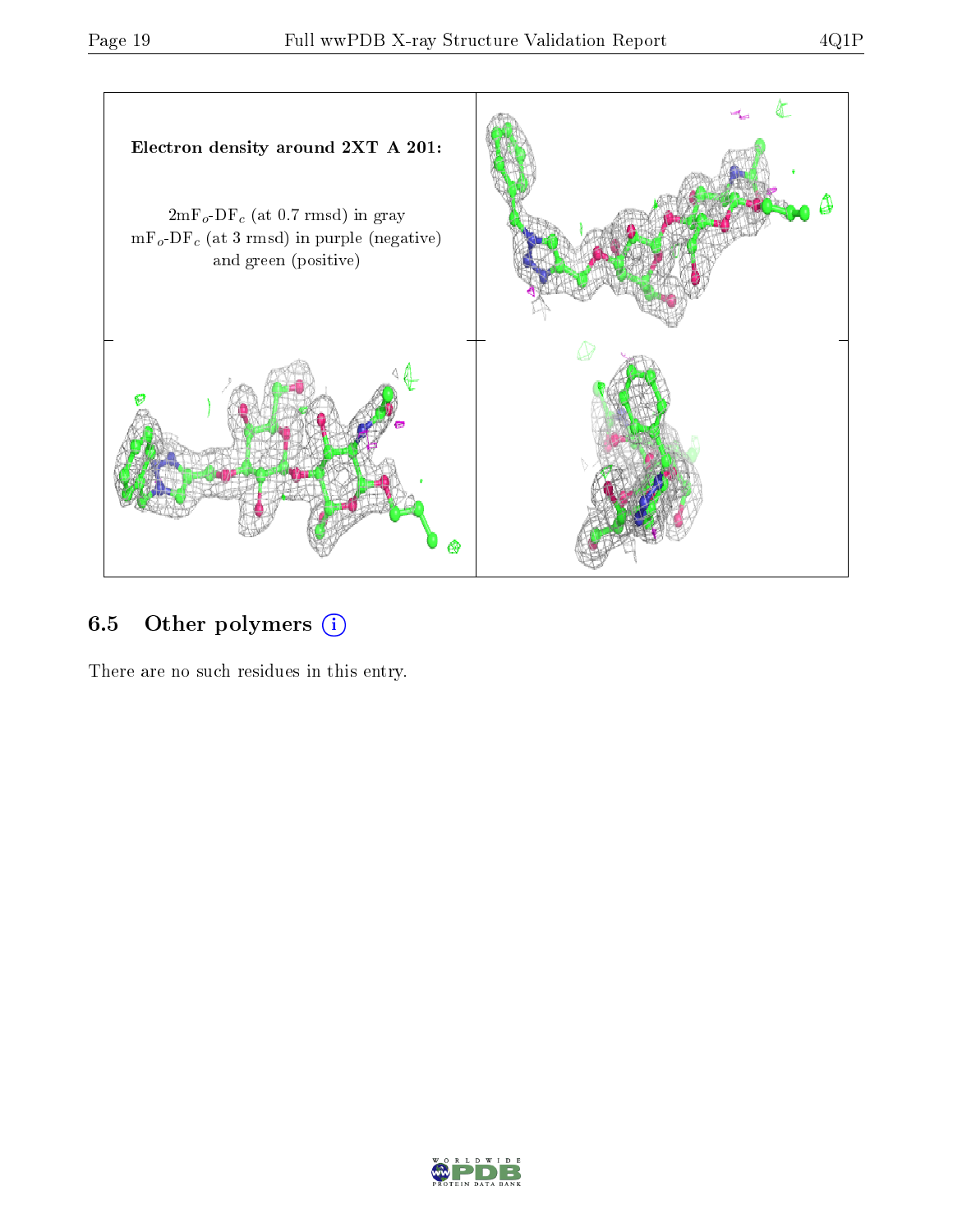**Electron density around 2XT A 201:**

$2mF_o$-$DF_c$ (at 0.7 rmsd) in gray
$mF_o$-$DF_c$ (at 3 rmsd) in purple (negative)
and green (positive)

## 6.5 Other polymers

There are no such residues in this entry.